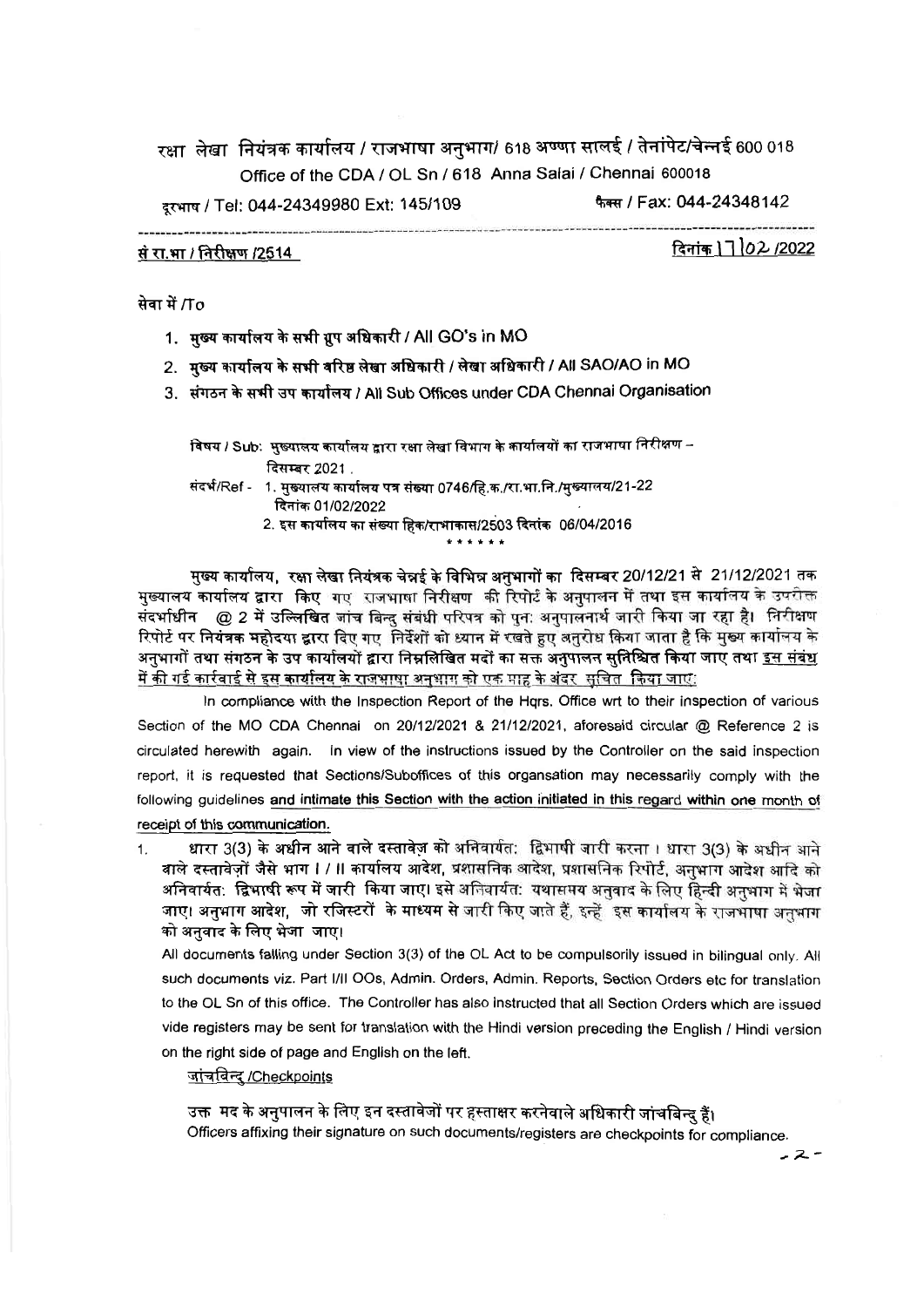रक्षा लेखा नियंत्रक कार्यालय / राजभाषा अनुभाग/ 618 अण्णा सालई / तेनांपेट/चेन्नई 600 018

Office of the CDA / OL Sn / 618 Anna Salai / Chennai 600018

दूरभाष / Tel: 044-24349980 Ext: 145/109 फैक्स / Fax: 044-24348142

सं रा.भा / निरीक्षण /2514 दिनांक 17/02/2022

सेवा में /To

1. मुख्य कार्यालय के सभी ग्रुप अधिकारी / All GO's in MO
2. मुख्य कार्यालय के सभी वरिष्ठ लेखा अधिकारी / लेखा अधिकारी / All SAO/AO in MO
3. संगठन के सभी उप कार्यालय / All Sub Offices under CDA Chennai Organisation

विषय / Sub: मुख्यालय कार्यालय द्वारा रक्षा लेखा विभाग के कार्यालयों का राजभाषा निरीक्षण – दिसम्बर 2021 .

संदर्भ/Ref - 1. मुख्यालय कार्यालय पत्र संख्या 0746/हि.क./रा.भा.नि./मुख्यालय/21-22 दिनांक 01/02/2022

2. इस कार्यालय का संख्या हिक/राभाकास/2503 दिनांक 06/04/2016

\* \* \* \* \* \*

मुख्य कार्यालय, रक्षा लेखा नियंत्रक चेन्नई के विभिन्न अनुभागों का दिसम्बर 20/12/21 से 21/12/2021 तक मुख्यालय कार्यालय द्वारा किए गए राजभाषा निरीक्षण की रिपोर्ट के अनुपालन में तथा इस कार्यालय के उपरोक्त संदर्भाधीन @ 2 में उल्लिखित जांच बिन्दु संबंधी परिपत्र को पुन: अनुपालनार्थ जारी किया जा रहा है। निरीक्षण रिपोर्ट पर नियंत्रक महोदया द्वारा दिए गए निर्देशों को ध्यान में रखते हुए अनुरोध किया जाता है कि मुख्य कार्यालय के अनुभागों तथा संगठन के उप कार्यालयों द्वारा निम्नलिखित मदों का सक्त अनुपालन सुनिश्चित किया जाए तथा <u>इस संबंध में की गई कार्रवाई से इस कार्यालय के राजभाषा अनुभाग को एक माह के अंदर सूचित किया जाए:</u>

In compliance with the Inspection Report of the Hqrs. Office wrt to their inspection of various Section of the MO CDA Chennai on 20/12/2021 & 21/12/2021, aforesaid circular @ Reference 2 is circulated herewith again. In view of the instructions issued by the Controller on the said inspection report, it is requested that Sections/Suboffices of this organsation may necessarily comply with the following guidelines **and intimate this Section with the action initiated in this regard within one month of receipt of this communication.**

1. धारा 3(3) के अधीन आने वाले दस्तावेज़ को अनिवार्यत: द्विभाषी जारी करना । धारा 3(3) के अधीन आने वाले दस्तावेज़ों जैसे भाग I / II कार्यालय आदेश, प्रशासनिक आदेश, प्रशासनिक रिपोर्ट, अनुभाग आदेश आदि को अनिवार्यत: द्विभाषी रूप में जारी किया जाए। इसे अनिवार्यत: यथासमय अनुवाद के लिए हिन्दी अनुभाग में भेजा जाए। अनुभाग आदेश, जो रजिस्टरों के माध्यम से जारी किए जाते हैं, इन्हें इस कार्यालय के राजभाषा अनुभाग को अनुवाद के लिए भेजा जाए।

   All documents falling under Section 3(3) of the OL Act to be compulsorily issued in bilingual only. All such documents viz. Part I/II OOs, Admin. Orders, Admin. Reports, Section Orders etc for translation to the OL Sn of this office. The Controller has also instructed that all Section Orders which are issued vide registers may be sent for translation with the Hindi version preceding the English / Hindi version on the right side of page and English on the left.

   <u>जांचबिन्दु /Checkpoints</u>

   उक्त मद के अनुपालन के लिए इन दस्तावेजों पर हस्ताक्षर करनेवाले अधिकारी जांचबिन्दु हैं।
   Officers affixing their signature on such documents/registers are checkpoints for compliance.

-2-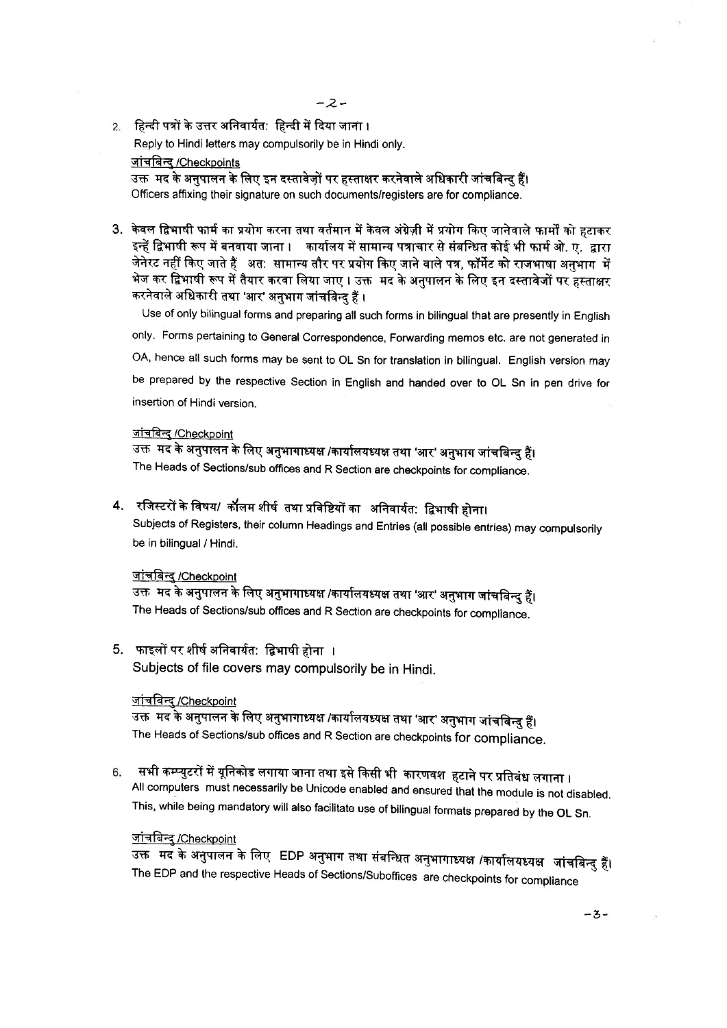2. हिन्दी पत्रों के उत्तर अनिवार्यत: हिन्दी में दिया जाना।

Reply to Hindi letters may compulsorily be in Hindi only.

जांचबिन्दु /Checkpoints

उक्त मद के अनुपालन के लिए इन दस्तावेज़ों पर हस्ताक्षर करनेवाले अधिकारी जांचबिन्दु हैं।

Officers affixing their signature on such documents/registers are for compliance.

3. केवल द्विभाषी फार्म का प्रयोग करना तथा वर्तमान में केवल अंग्रेज़ी में प्रयोग किए जानेवाले फार्मों को हटाकर इन्हें द्विभाषी रूप में बनवाया जाना। कार्यालय में सामान्य पत्राचार से संबन्धित कोई भी फार्म ओ. ए. द्वारा जेनेरट नहीं किए जाते हैं अत: सामान्य तौर पर प्रयोग किए जाने वाले पत्र, फॉर्मेट को राजभाषा अनुभाग में भेज कर द्विभाषी रूप में तैयार करवा लिया जाए। उक्त मद के अनुपालन के लिए इन दस्तावेजों पर हस्ताक्षर करनेवाले अधिकारी तथा 'आर' अनुभाग जांचबिन्दु हैं।

Use of only bilingual forms and preparing all such forms in bilingual that are presently in English only. Forms pertaining to General Correspondence, Forwarding memos etc. are not generated in OA, hence all such forms may be sent to OL Sn for translation in bilingual. English version may be prepared by the respective Section in English and handed over to OL Sn in pen drive for insertion of Hindi version.

जांचबिन्दु /Checkpoint

उक्त मद के अनुपालन के लिए अनुभागाध्यक्ष /कार्यालयध्यक्ष तथा 'आर' अनुभाग जांचबिन्दु हैं।

The Heads of Sections/sub offices and R Section are checkpoints for compliance.

4. रजिस्टरों के विषय/ कॉलम शीर्ष तथा प्रविष्टियों का अनिवार्यत: द्विभाषी होना।

Subjects of Registers, their column Headings and Entries (all possible entries) may compulsorily be in bilingual / Hindi.

जांचबिन्दु /Checkpoint

उक्त मद के अनुपालन के लिए अनुभागाध्यक्ष /कार्यालयध्यक्ष तथा 'आर' अनुभाग जांचबिन्दु हैं।

The Heads of Sections/sub offices and R Section are checkpoints for compliance.

5. फाइलों पर शीर्ष अनिवार्यत: द्विभाषी होना।

Subjects of file covers may compulsorily be in Hindi.

जांचबिन्दु /Checkpoint

उक्त मद के अनुपालन के लिए अनुभागाध्यक्ष /कार्यालयध्यक्ष तथा 'आर' अनुभाग जांचबिन्दु हैं।

The Heads of Sections/sub offices and R Section are checkpoints for compliance.

6. सभी कम्प्युटरों में यूनिकोड लगाया जाना तथा इसे किसी भी कारणवश हटाने पर प्रतिबंध लगाना।

All computers must necessarily be Unicode enabled and ensured that the module is not disabled. This, while being mandatory will also facilitate use of bilingual formats prepared by the OL Sn.

जांचबिन्दु /Checkpoint

उक्त मद के अनुपालन के लिए EDP अनुभाग तथा संबन्धित अनुभागाध्यक्ष /कार्यालयध्यक्ष जांचबिन्दु हैं।

The EDP and the respective Heads of Sections/Suboffices are checkpoints for compliance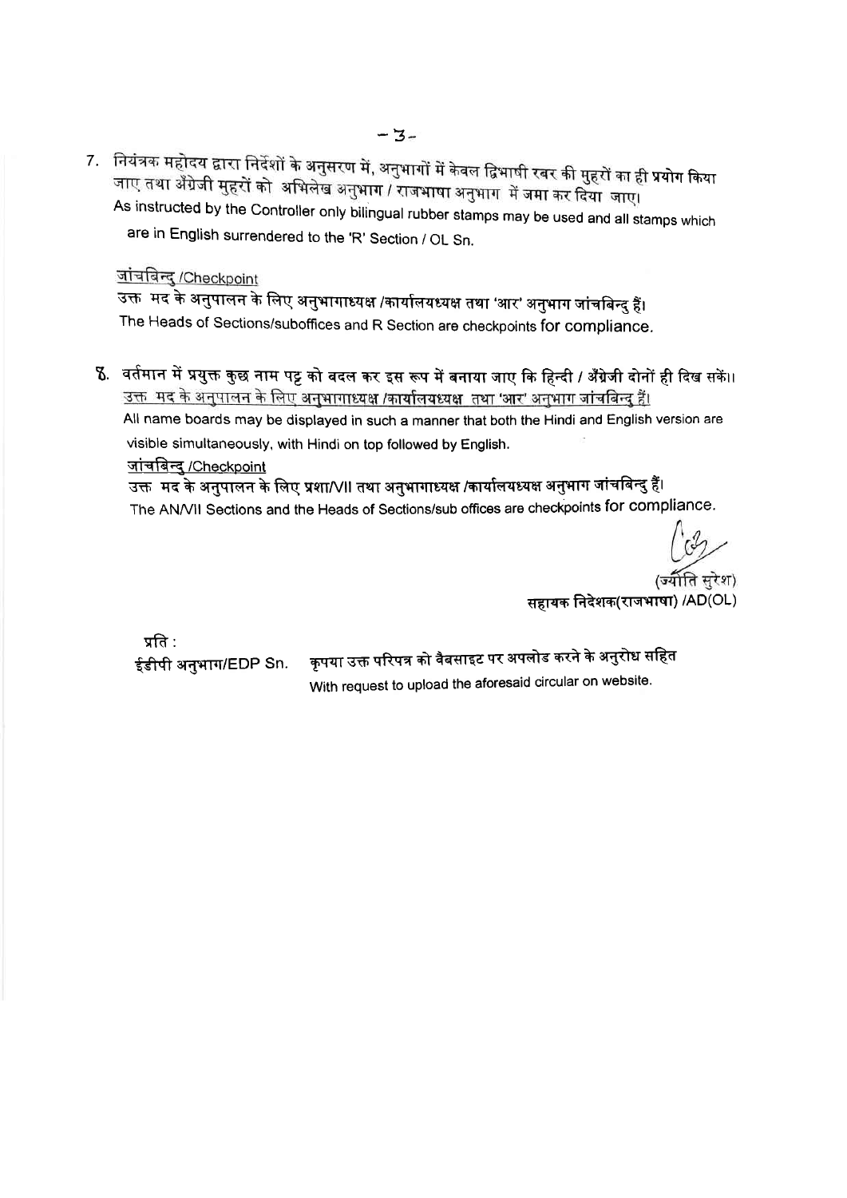7. नियंत्रक महोदय द्वारा निर्देशों के अनुसरण में, अनुभागों में केवल द्विभाषी रबर की मुहरों का ही प्रयोग किया जाए तथा अँग्रेजी मुहरों को अभिलेख अनुभाग / राजभाषा अनुभाग में जमा कर दिया जाए।
   As instructed by the Controller only bilingual rubber stamps may be used and all stamps which are in English surrendered to the 'R' Section / OL Sn.

   <u>जांचबिन्दु /Checkpoint</u>
   उक्त मद के अनुपालन के लिए अनुभागाध्यक्ष /कार्यालयध्यक्ष तथा 'आर' अनुभाग जांचबिन्दु हैं।
   The Heads of Sections/suboffices and R Section are checkpoints for compliance.

8. वर्तमान में प्रयुक्त कुछ नाम पट्ट को बदल कर इस रूप में बनाया जाए कि हिन्दी / अँग्रेजी दोनों ही दिख सकें।।
   <u>उक्त मद के अनुपालन के लिए अनुभागाध्यक्ष /कार्यालयध्यक्ष तथा 'आर' अनुभाग जांचबिन्दु हैं।</u>
   All name boards may be displayed in such a manner that both the Hindi and English version are visible simultaneously, with Hindi on top followed by English.
   <u>जांचबिन्दु /Checkpoint</u>
   उक्त मद के अनुपालन के लिए प्रशा/VII तथा अनुभागाध्यक्ष /कार्यालयध्यक्ष अनुभाग जांचबिन्दु हैं।
   The AN/VII Sections and the Heads of Sections/sub offices are checkpoints for compliance.

(ज्योति सुरेश)
सहायक निदेशक(राजभाषा) /AD(OL)

प्रति :
ईडीपी अनुभाग/EDP Sn. कृपया उक्त परिपत्र को वैबसाइट पर अपलोड करने के अनुरोध सहित
With request to upload the aforesaid circular on website.